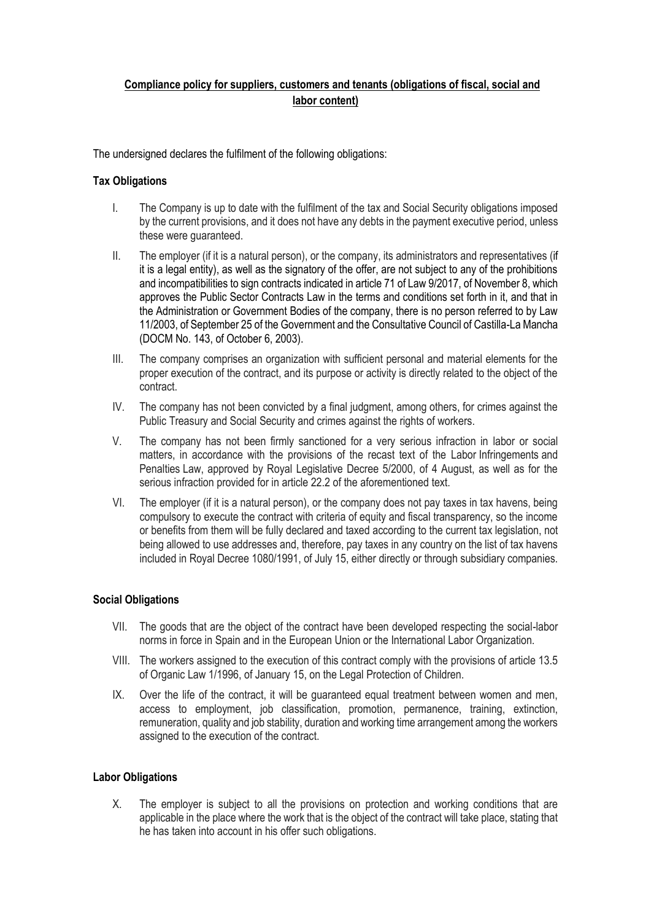**<u>Compliance policy for suppliers, customers and tenants (obligations of fiscal, social and labor content)</u>**

The undersigned declares the fulfilment of the following obligations:

**Tax Obligations**

I. The Company is up to date with the fulfilment of the tax and Social Security obligations imposed by the current provisions, and it does not have any debts in the payment executive period, unless these were guaranteed.

II. The employer (if it is a natural person), or the company, its administrators and representatives (if it is a legal entity), as well as the signatory of the offer, are not subject to any of the prohibitions and incompatibilities to sign contracts indicated in article 71 of Law 9/2017, of November 8, which approves the Public Sector Contracts Law in the terms and conditions set forth in it, and that in the Administration or Government Bodies of the company, there is no person referred to by Law 11/2003, of September 25 of the Government and the Consultative Council of Castilla-La Mancha (DOCM No. 143, of October 6, 2003).

III. The company comprises an organization with sufficient personal and material elements for the proper execution of the contract, and its purpose or activity is directly related to the object of the contract.

IV. The company has not been convicted by a final judgment, among others, for crimes against the Public Treasury and Social Security and crimes against the rights of workers.

V. The company has not been firmly sanctioned for a very serious infraction in labor or social matters, in accordance with the provisions of the recast text of the Labor Infringements and Penalties Law, approved by Royal Legislative Decree 5/2000, of 4 August, as well as for the serious infraction provided for in article 22.2 of the aforementioned text.

VI. The employer (if it is a natural person), or the company does not pay taxes in tax havens, being compulsory to execute the contract with criteria of equity and fiscal transparency, so the income or benefits from them will be fully declared and taxed according to the current tax legislation, not being allowed to use addresses and, therefore, pay taxes in any country on the list of tax havens included in Royal Decree 1080/1991, of July 15, either directly or through subsidiary companies.

**Social Obligations**

VII. The goods that are the object of the contract have been developed respecting the social-labor norms in force in Spain and in the European Union or the International Labor Organization.

VIII. The workers assigned to the execution of this contract comply with the provisions of article 13.5 of Organic Law 1/1996, of January 15, on the Legal Protection of Children.

IX. Over the life of the contract, it will be guaranteed equal treatment between women and men, access to employment, job classification, promotion, permanence, training, extinction, remuneration, quality and job stability, duration and working time arrangement among the workers assigned to the execution of the contract.

**Labor Obligations**

X. The employer is subject to all the provisions on protection and working conditions that are applicable in the place where the work that is the object of the contract will take place, stating that he has taken into account in his offer such obligations.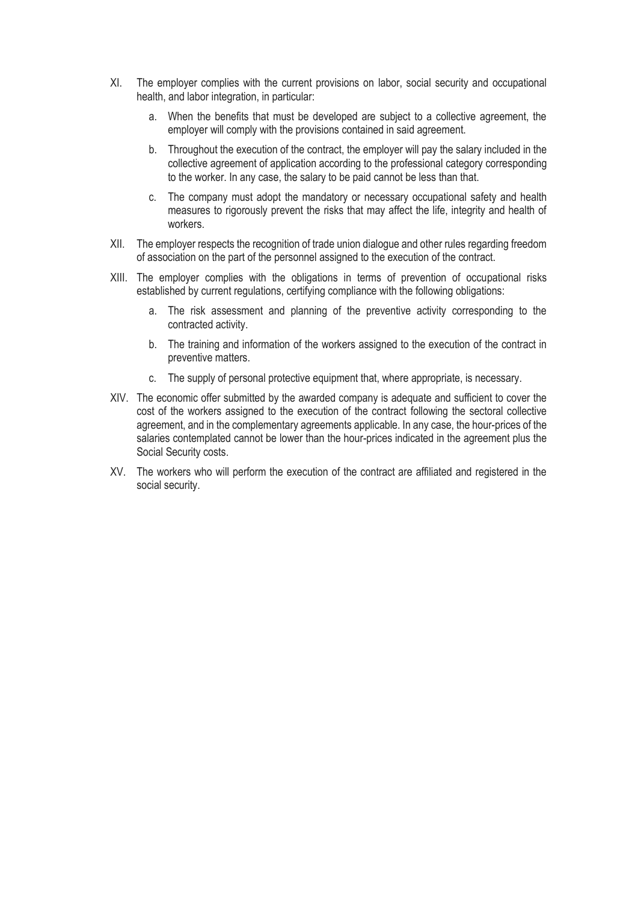XI. The employer complies with the current provisions on labor, social security and occupational health, and labor integration, in particular:

   a. When the benefits that must be developed are subject to a collective agreement, the employer will comply with the provisions contained in said agreement.

   b. Throughout the execution of the contract, the employer will pay the salary included in the collective agreement of application according to the professional category corresponding to the worker. In any case, the salary to be paid cannot be less than that.

   c. The company must adopt the mandatory or necessary occupational safety and health measures to rigorously prevent the risks that may affect the life, integrity and health of workers.

XII. The employer respects the recognition of trade union dialogue and other rules regarding freedom of association on the part of the personnel assigned to the execution of the contract.

XIII. The employer complies with the obligations in terms of prevention of occupational risks established by current regulations, certifying compliance with the following obligations:

   a. The risk assessment and planning of the preventive activity corresponding to the contracted activity.

   b. The training and information of the workers assigned to the execution of the contract in preventive matters.

   c. The supply of personal protective equipment that, where appropriate, is necessary.

XIV. The economic offer submitted by the awarded company is adequate and sufficient to cover the cost of the workers assigned to the execution of the contract following the sectoral collective agreement, and in the complementary agreements applicable. In any case, the hour-prices of the salaries contemplated cannot be lower than the hour-prices indicated in the agreement plus the Social Security costs.

XV. The workers who will perform the execution of the contract are affiliated and registered in the social security.